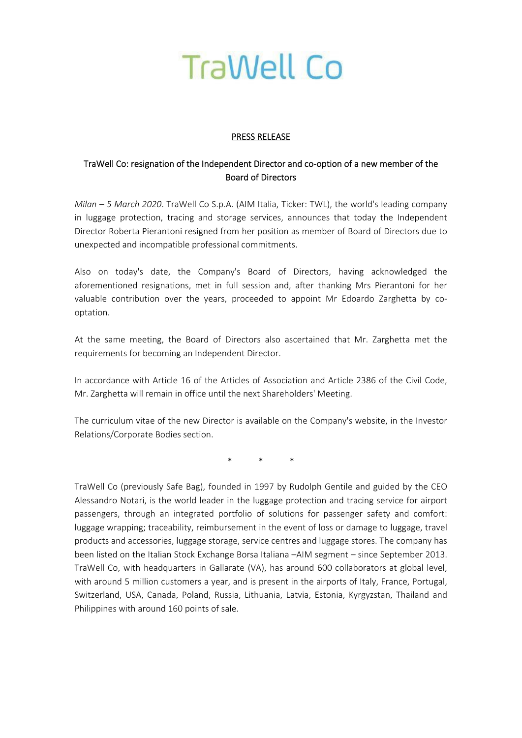# TraWell Co

## PRESS RELEASE

### TraWell Co: resignation of the Independent Director and co-option of a new member of the Board of Directors

*Milan – 5 March 2020*. TraWell Co S.p.A. (AIM Italia, Ticker: TWL), the world's leading company in luggage protection, tracing and storage services, announces that today the Independent Director Roberta Pierantoni resigned from her position as member of Board of Directors due to unexpected and incompatible professional commitments.

Also on today's date, the Company's Board of Directors, having acknowledged the aforementioned resignations, met in full session and, after thanking Mrs Pierantoni for her valuable contribution over the years, proceeded to appoint Mr Edoardo Zarghetta by co-optation.

At the same meeting, the Board of Directors also ascertained that Mr. Zarghetta met the requirements for becoming an Independent Director.

In accordance with Article 16 of the Articles of Association and Article 2386 of the Civil Code, Mr. Zarghetta will remain in office until the next Shareholders' Meeting.

The curriculum vitae of the new Director is available on the Company's website, in the Investor Relations/Corporate Bodies section.

\* \* \*

TraWell Co (previously Safe Bag), founded in 1997 by Rudolph Gentile and guided by the CEO Alessandro Notari, is the world leader in the luggage protection and tracing service for airport passengers, through an integrated portfolio of solutions for passenger safety and comfort: luggage wrapping; traceability, reimbursement in the event of loss or damage to luggage, travel products and accessories, luggage storage, service centres and luggage stores. The company has been listed on the Italian Stock Exchange Borsa Italiana –AIM segment – since September 2013. TraWell Co, with headquarters in Gallarate (VA), has around 600 collaborators at global level, with around 5 million customers a year, and is present in the airports of Italy, France, Portugal, Switzerland, USA, Canada, Poland, Russia, Lithuania, Latvia, Estonia, Kyrgyzstan, Thailand and Philippines with around 160 points of sale.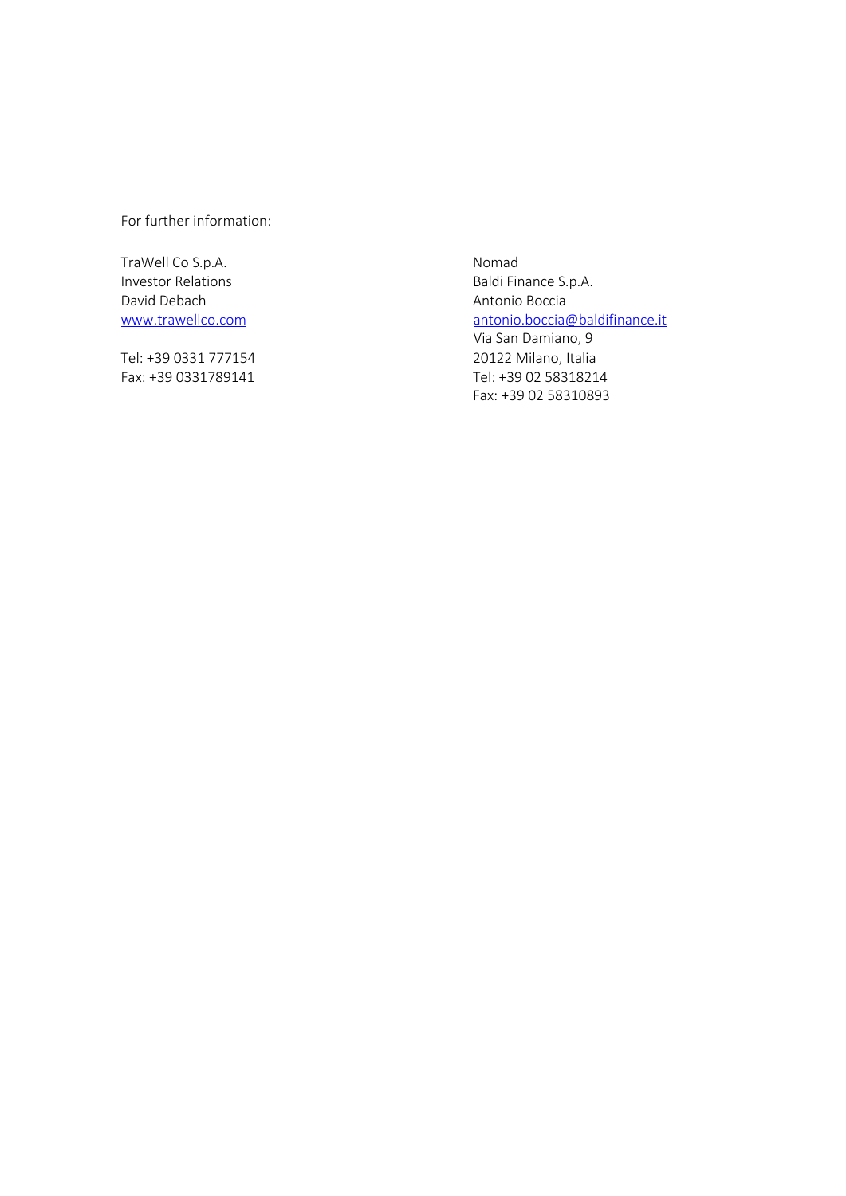For further information:

TraWell Co S.p.A.
Investor Relations
David Debach
www.trawellco.com

Tel: +39 0331 777154
Fax: +39 0331789141

Nomad
Baldi Finance S.p.A.
Antonio Boccia
antonio.boccia@baldifinance.it
Via San Damiano, 9
20122 Milano, Italia
Tel: +39 02 58318214
Fax: +39 02 58310893